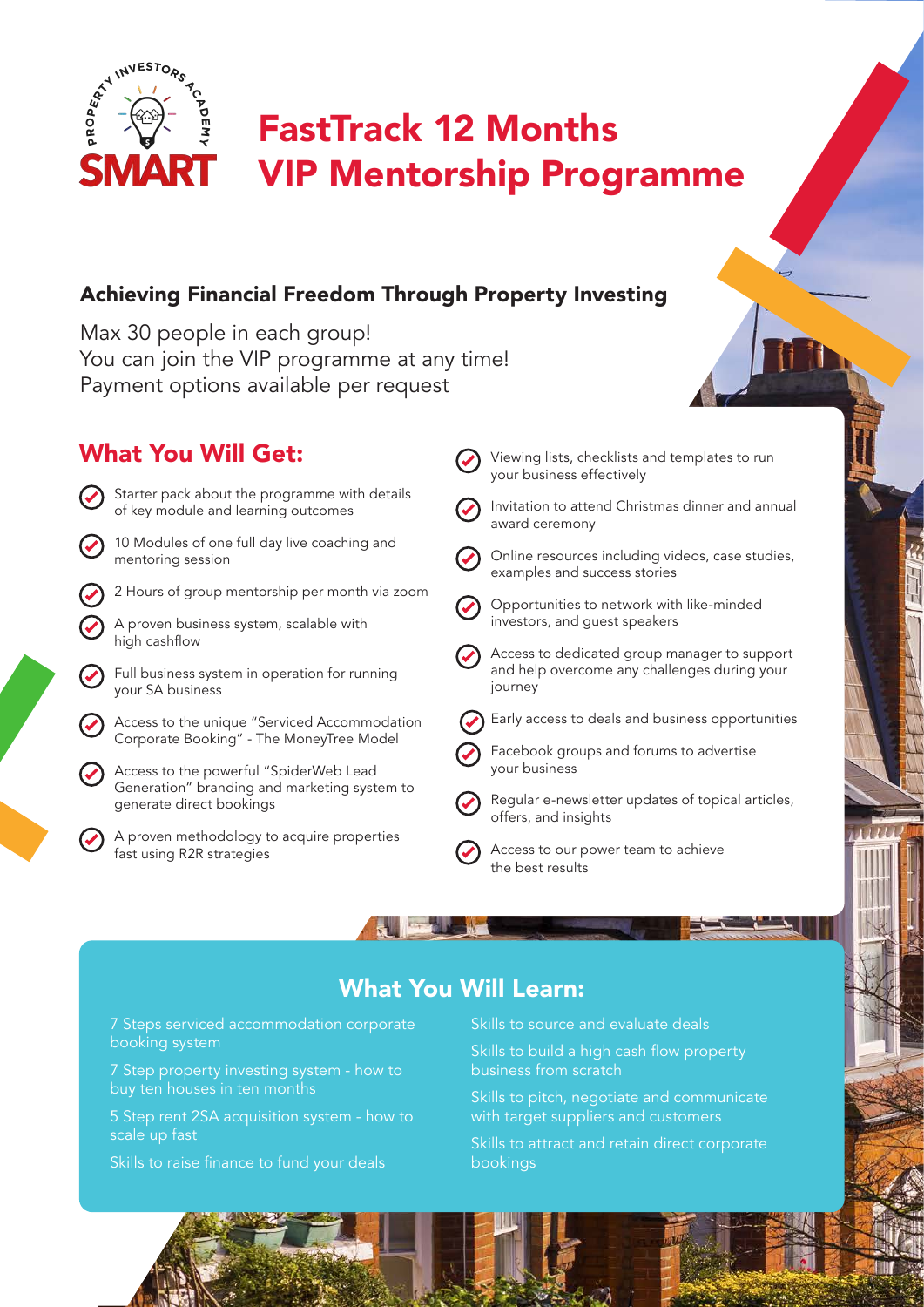# FastTrack 12 Months VIP Mentorship Programme

## Achieving Financial Freedom Through Property Investing

Max 30 people in each group!
You can join the VIP programme at any time!
Payment options available per request

## What You Will Get:

- Starter pack about the programme with details of key module and learning outcomes
- 10 Modules of one full day live coaching and mentoring session
- 2 Hours of group mentorship per month via zoom
- A proven business system, scalable with high cashflow
- Full business system in operation for running your SA business
- Access to the unique "Serviced Accommodation Corporate Booking" - The MoneyTree Model
- Access to the powerful "SpiderWeb Lead Generation" branding and marketing system to generate direct bookings
- A proven methodology to acquire properties fast using R2R strategies
- Viewing lists, checklists and templates to run your business effectively
- Invitation to attend Christmas dinner and annual award ceremony
- Online resources including videos, case studies, examples and success stories
- Opportunities to network with like-minded investors, and guest speakers
- Access to dedicated group manager to support and help overcome any challenges during your journey
- Early access to deals and business opportunities
- Facebook groups and forums to advertise your business
- Regular e-newsletter updates of topical articles, offers, and insights
- Access to our power team to achieve the best results

## What You Will Learn:

- 7 Steps serviced accommodation corporate booking system
- 7 Step property investing system - how to buy ten houses in ten months
- 5 Step rent 2SA acquisition system - how to scale up fast
- Skills to raise finance to fund your deals
- Skills to source and evaluate deals
- Skills to build a high cash flow property business from scratch
- Skills to pitch, negotiate and communicate with target suppliers and customers
- Skills to attract and retain direct corporate bookings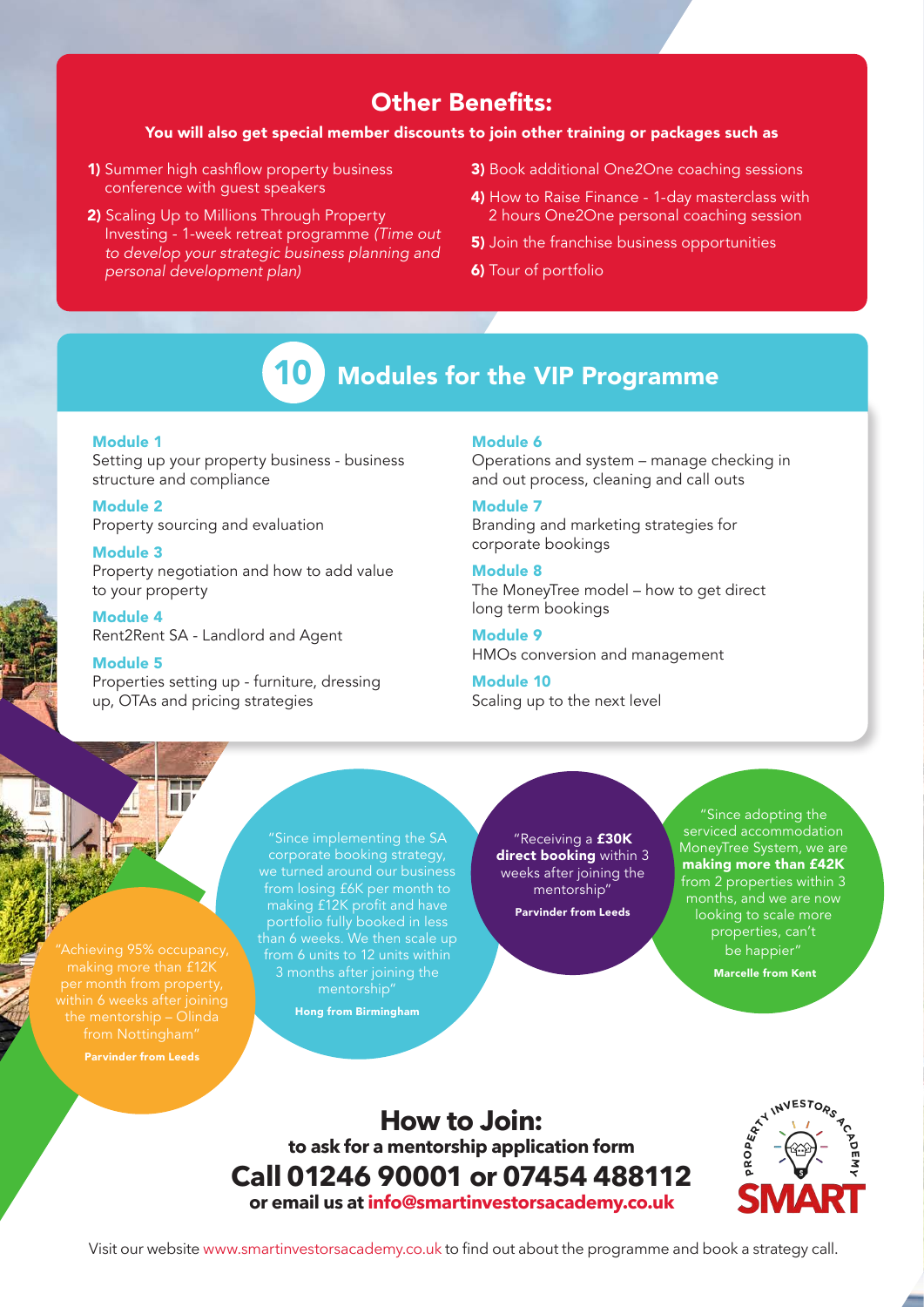## Other Benefits:

**You will also get special member discounts to join other training or packages such as**

**1)** Summer high cashflow property business conference with guest speakers

**2)** Scaling Up to Millions Through Property Investing - 1-week retreat programme *(Time out to develop your strategic business planning and personal development plan)*

**3)** Book additional One2One coaching sessions

**4)** How to Raise Finance - 1-day masterclass with 2 hours One2One personal coaching session

**5)** Join the franchise business opportunities

**6)** Tour of portfolio

## 10 Modules for the VIP Programme

**Module 1**
Setting up your property business - business structure and compliance

**Module 2**
Property sourcing and evaluation

**Module 3**
Property negotiation and how to add value to your property

**Module 4**
Rent2Rent SA - Landlord and Agent

**Module 5**
Properties setting up - furniture, dressing up, OTAs and pricing strategies

**Module 6**
Operations and system – manage checking in and out process, cleaning and call outs

**Module 7**
Branding and marketing strategies for corporate bookings

**Module 8**
The MoneyTree model – how to get direct long term bookings

**Module 9**
HMOs conversion and management

**Module 10**
Scaling up to the next level

"Achieving 95% occupancy, making more than £12K per month from property, within 6 weeks after joining the mentorship – Olinda from Nottingham"
**Parvinder from Leeds**

"Since implementing the SA corporate booking strategy, we turned around our business from losing £6K per month to making £12K profit and have portfolio fully booked in less than 6 weeks. We then scale up from 6 units to 12 units within 3 months after joining the mentorship"
**Hong from Birmingham**

"Receiving a **£30K direct booking** within 3 weeks after joining the mentorship"
**Parvinder from Leeds**

"Since adopting the serviced accommodation MoneyTree System, we are **making more than £42K** from 2 properties within 3 months, and we are now looking to scale more properties, can't be happier"
**Marcelle from Kent**

## How to Join:

**to ask for a mentorship application form**

## Call 01246 90001 or 07454 488112

**or email us at info@smartinvestorsacademy.co.uk**

PROPERTY INVESTORS ACADEMY SMART

Visit our website www.smartinvestorsacademy.co.uk to find out about the programme and book a strategy call.